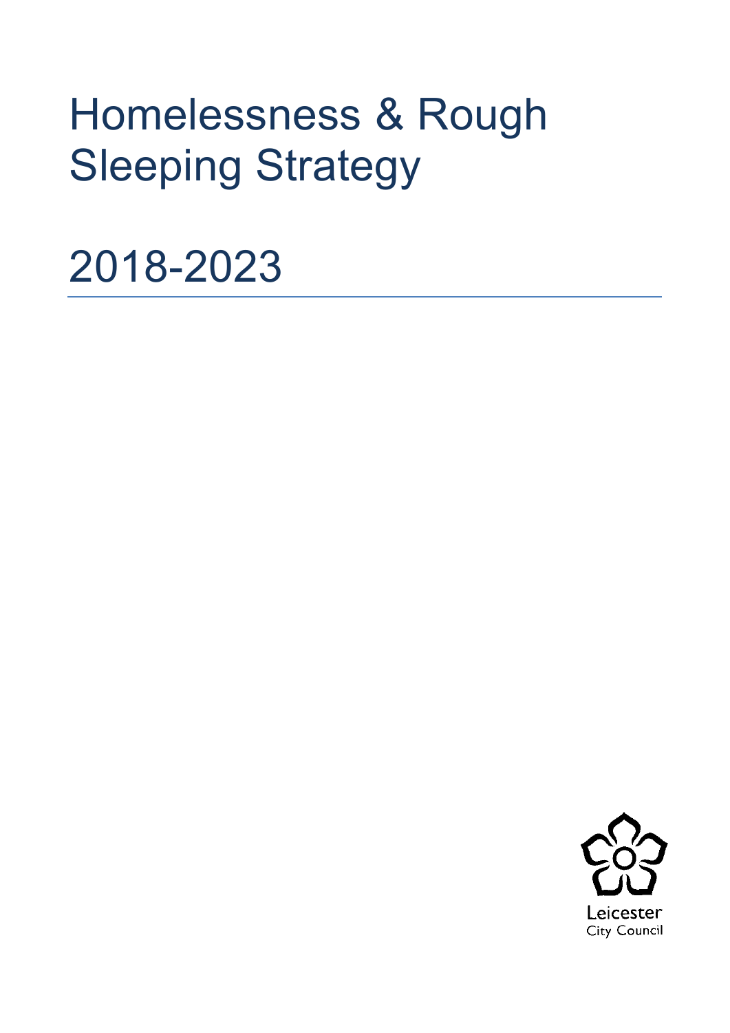# Homelessness & Rough Sleeping Strategy

# 2018-2023

Leicester
City Council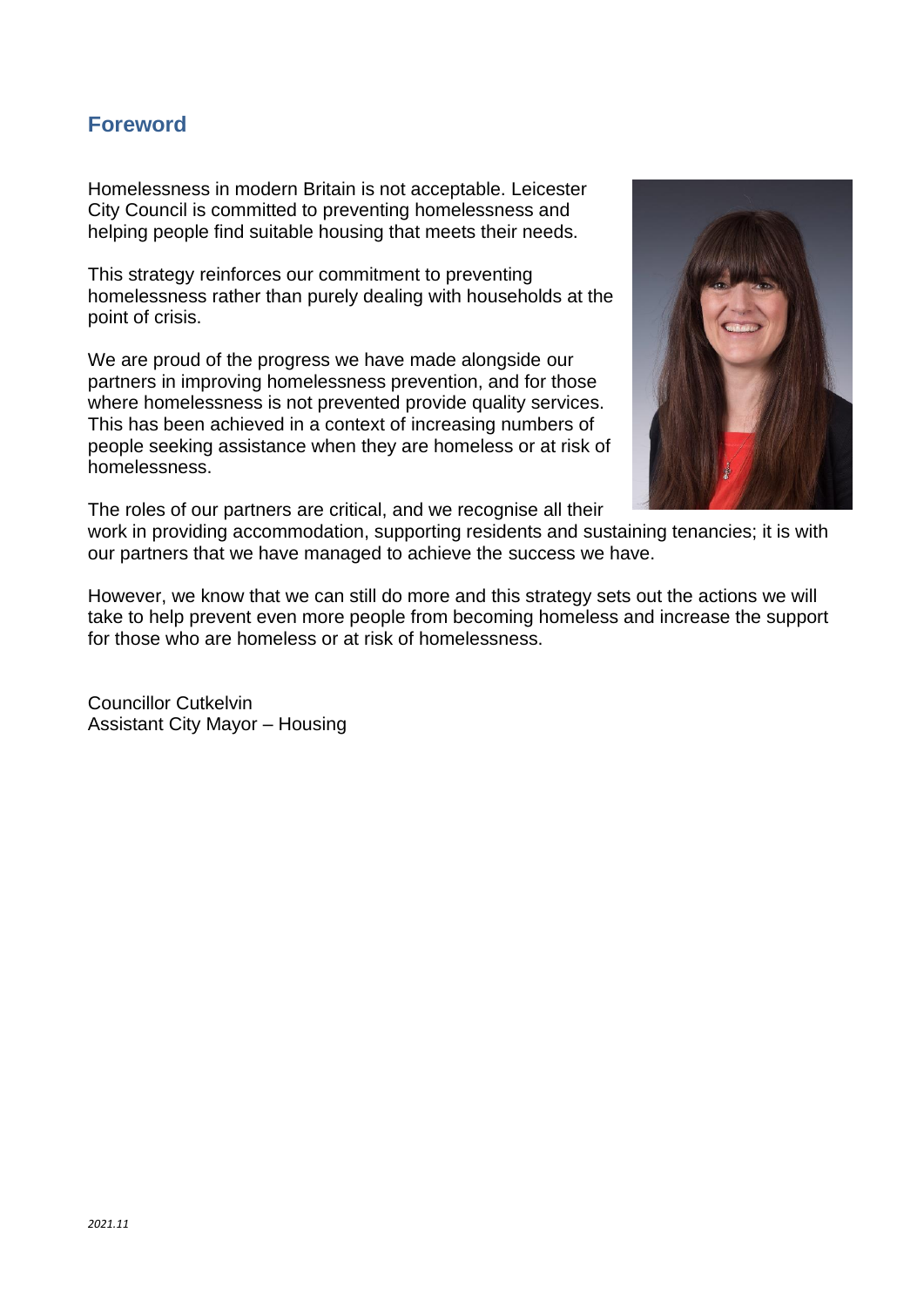## Foreword

Homelessness in modern Britain is not acceptable. Leicester City Council is committed to preventing homelessness and helping people find suitable housing that meets their needs.

This strategy reinforces our commitment to preventing homelessness rather than purely dealing with households at the point of crisis.

We are proud of the progress we have made alongside our partners in improving homelessness prevention, and for those where homelessness is not prevented provide quality services. This has been achieved in a context of increasing numbers of people seeking assistance when they are homeless or at risk of homelessness.

The roles of our partners are critical, and we recognise all their work in providing accommodation, supporting residents and sustaining tenancies; it is with our partners that we have managed to achieve the success we have.

However, we know that we can still do more and this strategy sets out the actions we will take to help prevent even more people from becoming homeless and increase the support for those who are homeless or at risk of homelessness.

Councillor Cutkelvin
Assistant City Mayor – Housing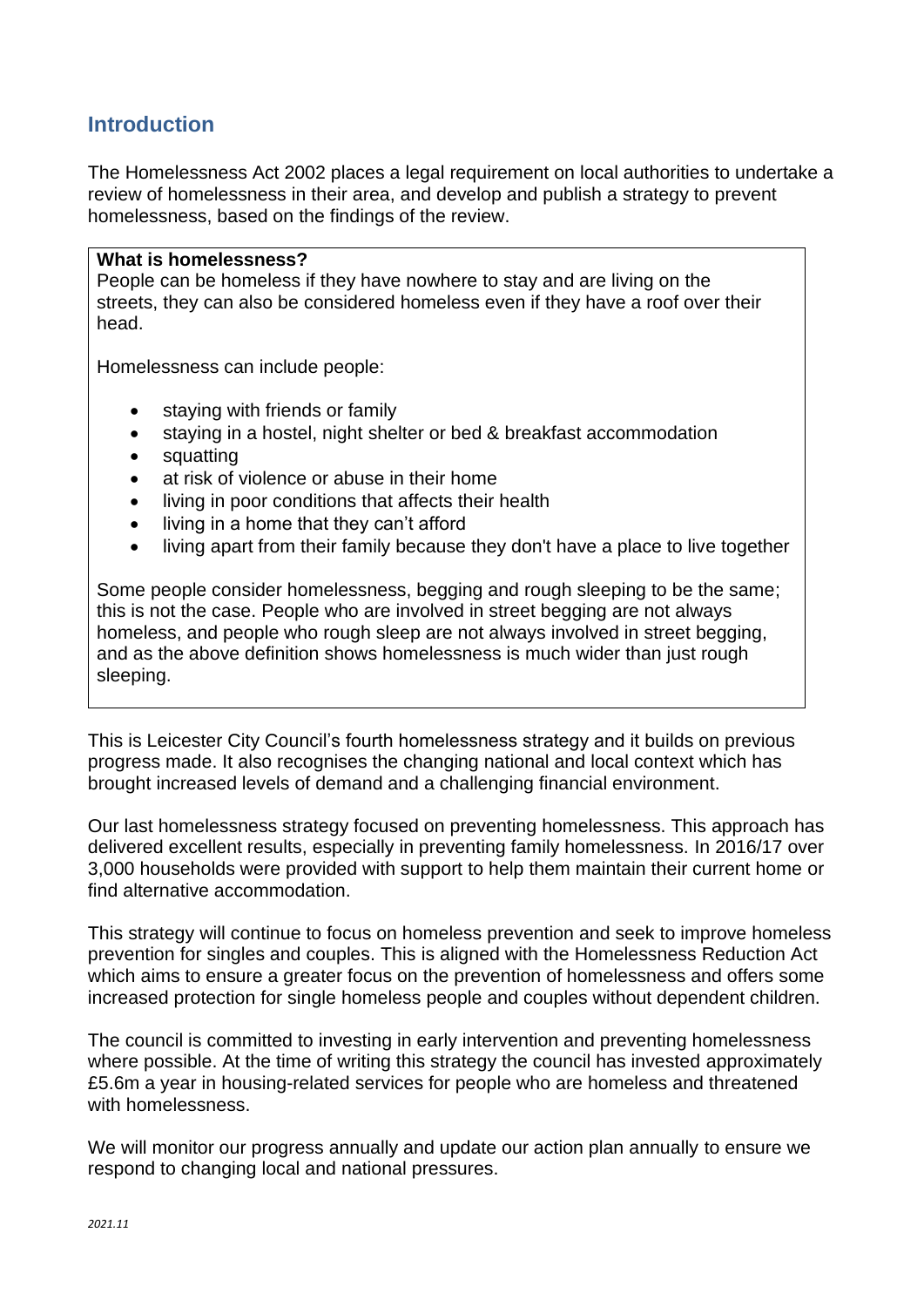## Introduction

The Homelessness Act 2002 places a legal requirement on local authorities to undertake a review of homelessness in their area, and develop and publish a strategy to prevent homelessness, based on the findings of the review.

**What is homelessness?**

People can be homeless if they have nowhere to stay and are living on the streets, they can also be considered homeless even if they have a roof over their head.

Homelessness can include people:

- staying with friends or family
- staying in a hostel, night shelter or bed & breakfast accommodation
- squatting
- at risk of violence or abuse in their home
- living in poor conditions that affects their health
- living in a home that they can't afford
- living apart from their family because they don't have a place to live together

Some people consider homelessness, begging and rough sleeping to be the same; this is not the case. People who are involved in street begging are not always homeless, and people who rough sleep are not always involved in street begging, and as the above definition shows homelessness is much wider than just rough sleeping.

This is Leicester City Council's fourth homelessness strategy and it builds on previous progress made. It also recognises the changing national and local context which has brought increased levels of demand and a challenging financial environment.

Our last homelessness strategy focused on preventing homelessness. This approach has delivered excellent results, especially in preventing family homelessness. In 2016/17 over 3,000 households were provided with support to help them maintain their current home or find alternative accommodation.

This strategy will continue to focus on homeless prevention and seek to improve homeless prevention for singles and couples. This is aligned with the Homelessness Reduction Act which aims to ensure a greater focus on the prevention of homelessness and offers some increased protection for single homeless people and couples without dependent children.

The council is committed to investing in early intervention and preventing homelessness where possible. At the time of writing this strategy the council has invested approximately £5.6m a year in housing-related services for people who are homeless and threatened with homelessness.

We will monitor our progress annually and update our action plan annually to ensure we respond to changing local and national pressures.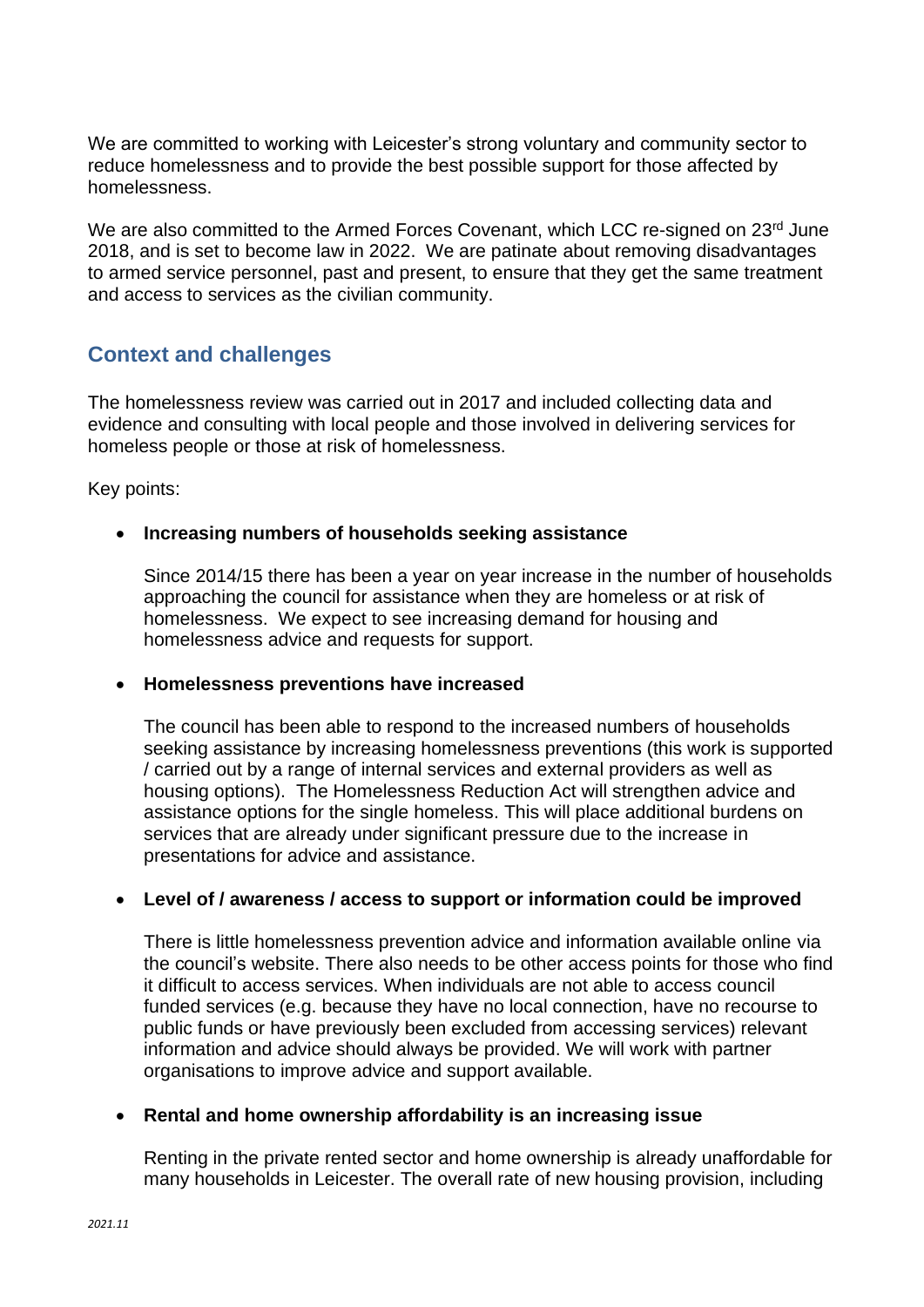We are committed to working with Leicester's strong voluntary and community sector to reduce homelessness and to provide the best possible support for those affected by homelessness.

We are also committed to the Armed Forces Covenant, which LCC re-signed on 23rd June 2018, and is set to become law in 2022. We are patinate about removing disadvantages to armed service personnel, past and present, to ensure that they get the same treatment and access to services as the civilian community.

## Context and challenges

The homelessness review was carried out in 2017 and included collecting data and evidence and consulting with local people and those involved in delivering services for homeless people or those at risk of homelessness.

Key points:

- **Increasing numbers of households seeking assistance**

  Since 2014/15 there has been a year on year increase in the number of households approaching the council for assistance when they are homeless or at risk of homelessness. We expect to see increasing demand for housing and homelessness advice and requests for support.

- **Homelessness preventions have increased**

  The council has been able to respond to the increased numbers of households seeking assistance by increasing homelessness preventions (this work is supported / carried out by a range of internal services and external providers as well as housing options). The Homelessness Reduction Act will strengthen advice and assistance options for the single homeless. This will place additional burdens on services that are already under significant pressure due to the increase in presentations for advice and assistance.

- **Level of / awareness / access to support or information could be improved**

  There is little homelessness prevention advice and information available online via the council's website. There also needs to be other access points for those who find it difficult to access services. When individuals are not able to access council funded services (e.g. because they have no local connection, have no recourse to public funds or have previously been excluded from accessing services) relevant information and advice should always be provided. We will work with partner organisations to improve advice and support available.

- **Rental and home ownership affordability is an increasing issue**

  Renting in the private rented sector and home ownership is already unaffordable for many households in Leicester. The overall rate of new housing provision, including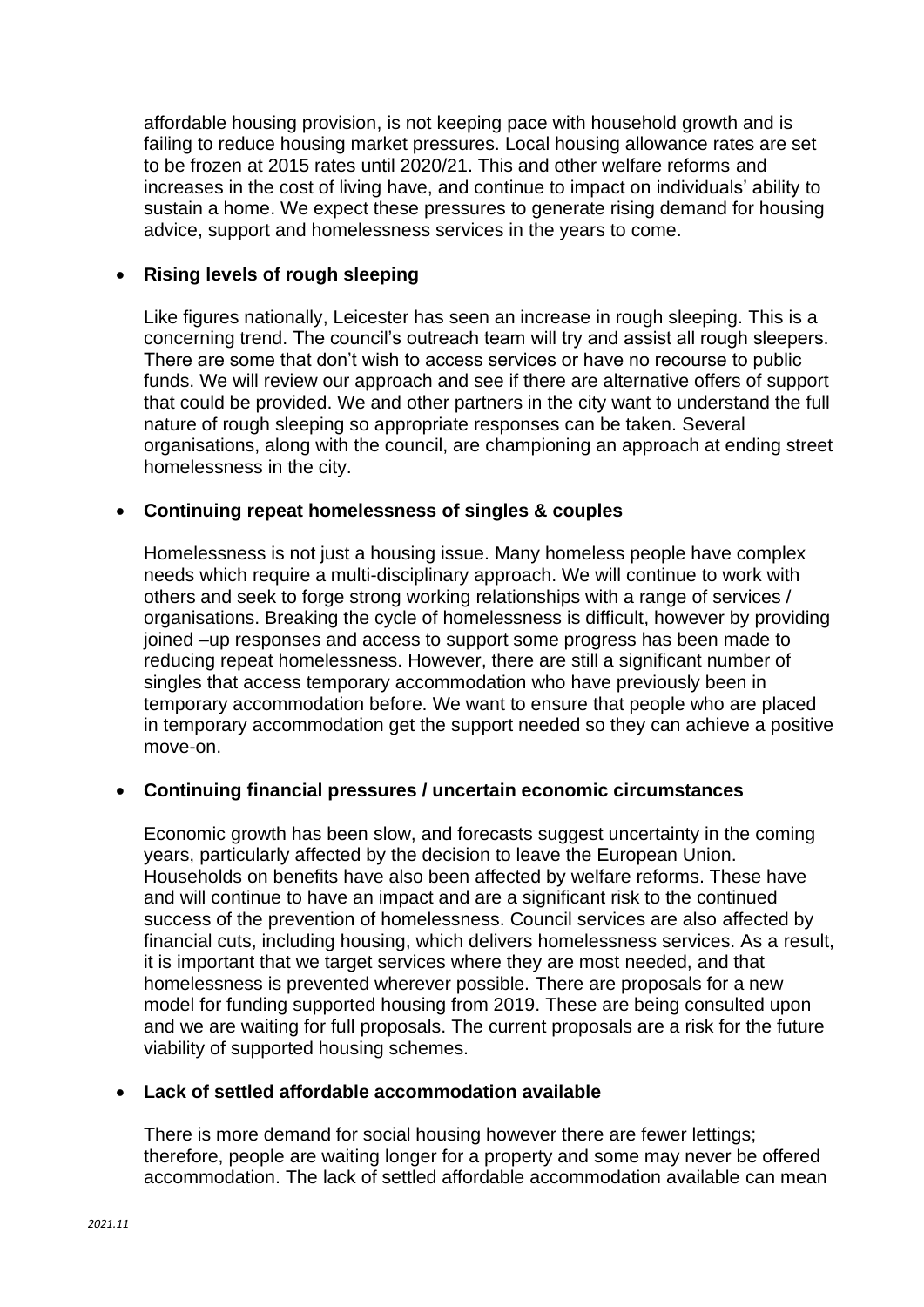affordable housing provision, is not keeping pace with household growth and is failing to reduce housing market pressures. Local housing allowance rates are set to be frozen at 2015 rates until 2020/21. This and other welfare reforms and increases in the cost of living have, and continue to impact on individuals' ability to sustain a home. We expect these pressures to generate rising demand for housing advice, support and homelessness services in the years to come.

- **Rising levels of rough sleeping**

  Like figures nationally, Leicester has seen an increase in rough sleeping. This is a concerning trend. The council's outreach team will try and assist all rough sleepers. There are some that don't wish to access services or have no recourse to public funds. We will review our approach and see if there are alternative offers of support that could be provided. We and other partners in the city want to understand the full nature of rough sleeping so appropriate responses can be taken. Several organisations, along with the council, are championing an approach at ending street homelessness in the city.

- **Continuing repeat homelessness of singles & couples**

  Homelessness is not just a housing issue. Many homeless people have complex needs which require a multi-disciplinary approach. We will continue to work with others and seek to forge strong working relationships with a range of services / organisations. Breaking the cycle of homelessness is difficult, however by providing joined –up responses and access to support some progress has been made to reducing repeat homelessness. However, there are still a significant number of singles that access temporary accommodation who have previously been in temporary accommodation before. We want to ensure that people who are placed in temporary accommodation get the support needed so they can achieve a positive move-on.

- **Continuing financial pressures / uncertain economic circumstances**

  Economic growth has been slow, and forecasts suggest uncertainty in the coming years, particularly affected by the decision to leave the European Union. Households on benefits have also been affected by welfare reforms. These have and will continue to have an impact and are a significant risk to the continued success of the prevention of homelessness. Council services are also affected by financial cuts, including housing, which delivers homelessness services. As a result, it is important that we target services where they are most needed, and that homelessness is prevented wherever possible. There are proposals for a new model for funding supported housing from 2019. These are being consulted upon and we are waiting for full proposals. The current proposals are a risk for the future viability of supported housing schemes.

- **Lack of settled affordable accommodation available**

  There is more demand for social housing however there are fewer lettings; therefore, people are waiting longer for a property and some may never be offered accommodation. The lack of settled affordable accommodation available can mean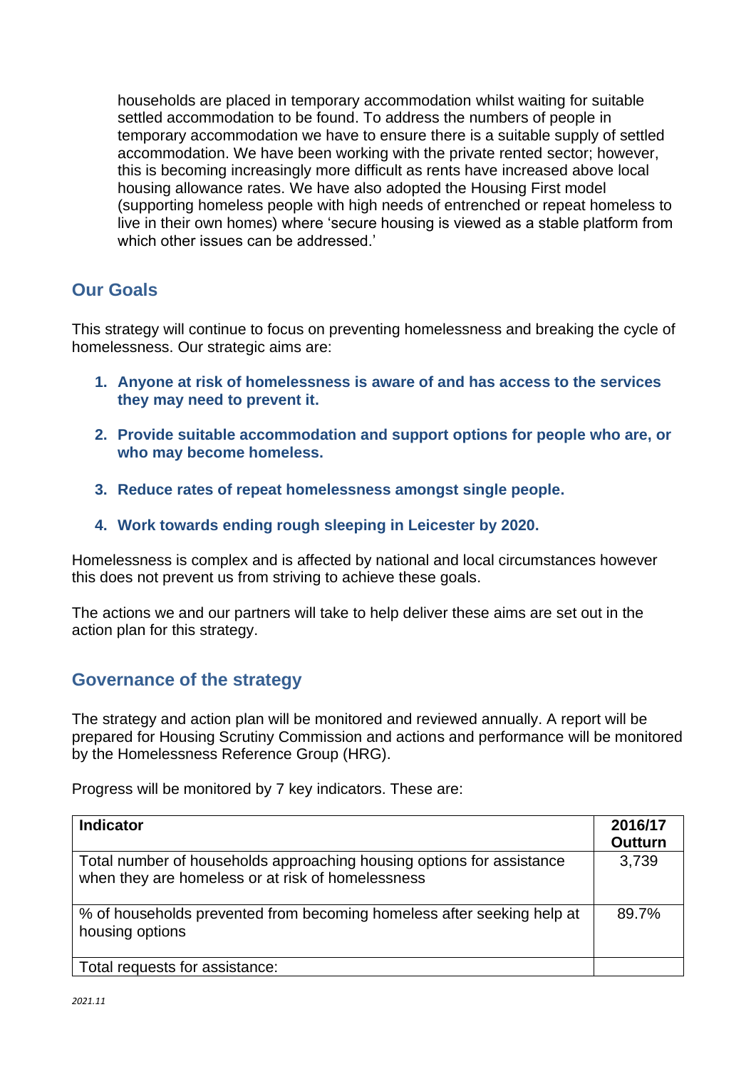households are placed in temporary accommodation whilst waiting for suitable settled accommodation to be found. To address the numbers of people in temporary accommodation we have to ensure there is a suitable supply of settled accommodation. We have been working with the private rented sector; however, this is becoming increasingly more difficult as rents have increased above local housing allowance rates. We have also adopted the Housing First model (supporting homeless people with high needs of entrenched or repeat homeless to live in their own homes) where 'secure housing is viewed as a stable platform from which other issues can be addressed.'

## Our Goals

This strategy will continue to focus on preventing homelessness and breaking the cycle of homelessness. Our strategic aims are:

1. **Anyone at risk of homelessness is aware of and has access to the services they may need to prevent it.**
2. **Provide suitable accommodation and support options for people who are, or who may become homeless.**
3. **Reduce rates of repeat homelessness amongst single people.**
4. **Work towards ending rough sleeping in Leicester by 2020.**

Homelessness is complex and is affected by national and local circumstances however this does not prevent us from striving to achieve these goals.

The actions we and our partners will take to help deliver these aims are set out in the action plan for this strategy.

## Governance of the strategy

The strategy and action plan will be monitored and reviewed annually. A report will be prepared for Housing Scrutiny Commission and actions and performance will be monitored by the Homelessness Reference Group (HRG).

Progress will be monitored by 7 key indicators. These are:

| Indicator | 2016/17 Outturn |
|---|---|
| Total number of households approaching housing options for assistance when they are homeless or at risk of homelessness | 3,739 |
| % of households prevented from becoming homeless after seeking help at housing options | 89.7% |
| Total requests for assistance: | |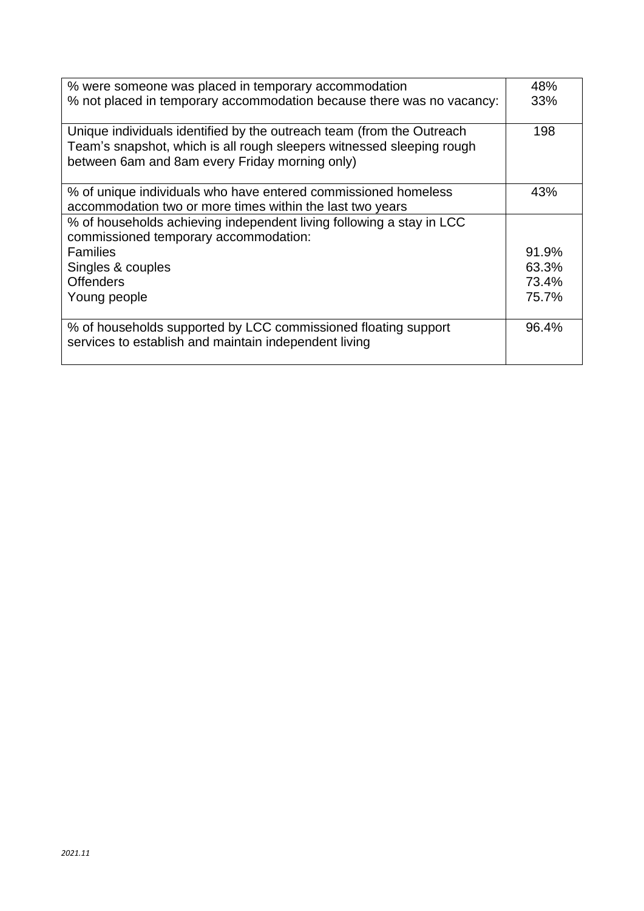| | |
|---|---|
| % were someone was placed in temporary accommodation<br>% not placed in temporary accommodation because there was no vacancy: | 48%<br>33% |
| Unique individuals identified by the outreach team (from the Outreach Team's snapshot, which is all rough sleepers witnessed sleeping rough between 6am and 8am every Friday morning only) | 198 |
| % of unique individuals who have entered commissioned homeless accommodation two or more times within the last two years | 43% |
| % of households achieving independent living following a stay in LCC commissioned temporary accommodation:<br>Families<br>Singles & couples<br>Offenders<br>Young people | <br><br>91.9%<br>63.3%<br>73.4%<br>75.7% |
| % of households supported by LCC commissioned floating support services to establish and maintain independent living | 96.4% |

*2021.11*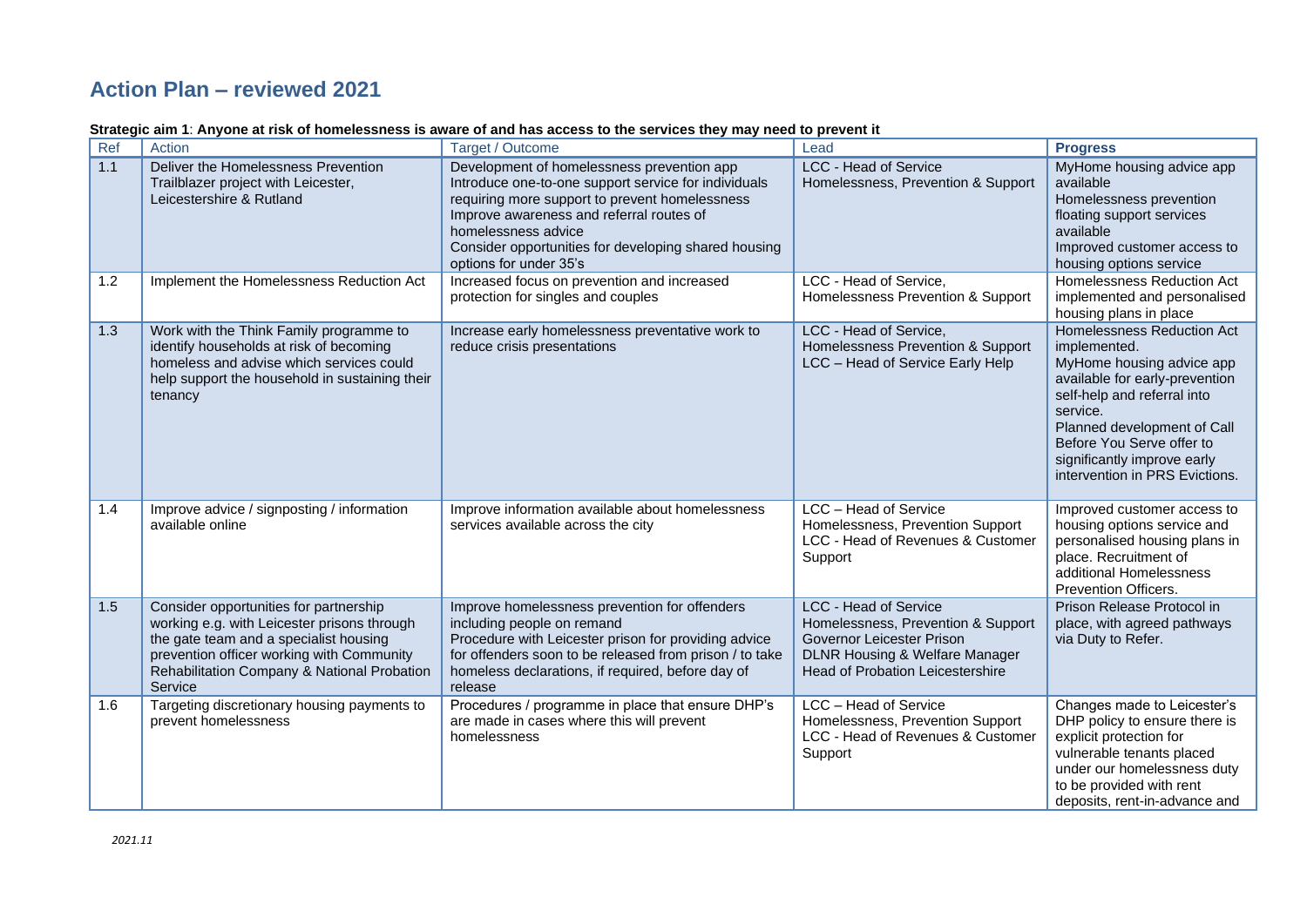## Action Plan – reviewed 2021

**Strategic aim 1**: **Anyone at risk of homelessness is aware of and has access to the services they may need to prevent it**

| Ref | Action | Target / Outcome | Lead | Progress |
|---|---|---|---|---|
| 1.1 | Deliver the Homelessness Prevention Trailblazer project with Leicester, Leicestershire & Rutland | Development of homelessness prevention app<br>Introduce one-to-one support service for individuals requiring more support to prevent homelessness<br>Improve awareness and referral routes of homelessness advice<br>Consider opportunities for developing shared housing options for under 35's | LCC - Head of Service Homelessness, Prevention & Support | MyHome housing advice app available<br>Homelessness prevention floating support services available<br>Improved customer access to housing options service |
| 1.2 | Implement the Homelessness Reduction Act | Increased focus on prevention and increased protection for singles and couples | LCC - Head of Service, Homelessness Prevention & Support | Homelessness Reduction Act implemented and personalised housing plans in place |
| 1.3 | Work with the Think Family programme to identify households at risk of becoming homeless and advise which services could help support the household in sustaining their tenancy | Increase early homelessness preventative work to reduce crisis presentations | LCC - Head of Service, Homelessness Prevention & Support<br>LCC – Head of Service Early Help | Homelessness Reduction Act implemented.<br>MyHome housing advice app available for early-prevention self-help and referral into service.<br>Planned development of Call Before You Serve offer to significantly improve early intervention in PRS Evictions. |
| 1.4 | Improve advice / signposting / information available online | Improve information available about homelessness services available across the city | LCC – Head of Service Homelessness, Prevention Support<br>LCC - Head of Revenues & Customer Support | Improved customer access to housing options service and personalised housing plans in place. Recruitment of additional Homelessness Prevention Officers. |
| 1.5 | Consider opportunities for partnership working e.g. with Leicester prisons through the gate team and a specialist housing prevention officer working with Community Rehabilitation Company & National Probation Service | Improve homelessness prevention for offenders including people on remand<br>Procedure with Leicester prison for providing advice for offenders soon to be released from prison / to take homeless declarations, if required, before day of release | LCC - Head of Service Homelessness, Prevention & Support<br>Governor Leicester Prison<br>DLNR Housing & Welfare Manager<br>Head of Probation Leicestershire | Prison Release Protocol in place, with agreed pathways via Duty to Refer. |
| 1.6 | Targeting discretionary housing payments to prevent homelessness | Procedures / programme in place that ensure DHP's are made in cases where this will prevent homelessness | LCC – Head of Service Homelessness, Prevention Support<br>LCC - Head of Revenues & Customer Support | Changes made to Leicester's DHP policy to ensure there is explicit protection for vulnerable tenants placed under our homelessness duty to be provided with rent deposits, rent-in-advance and |

*2021.11*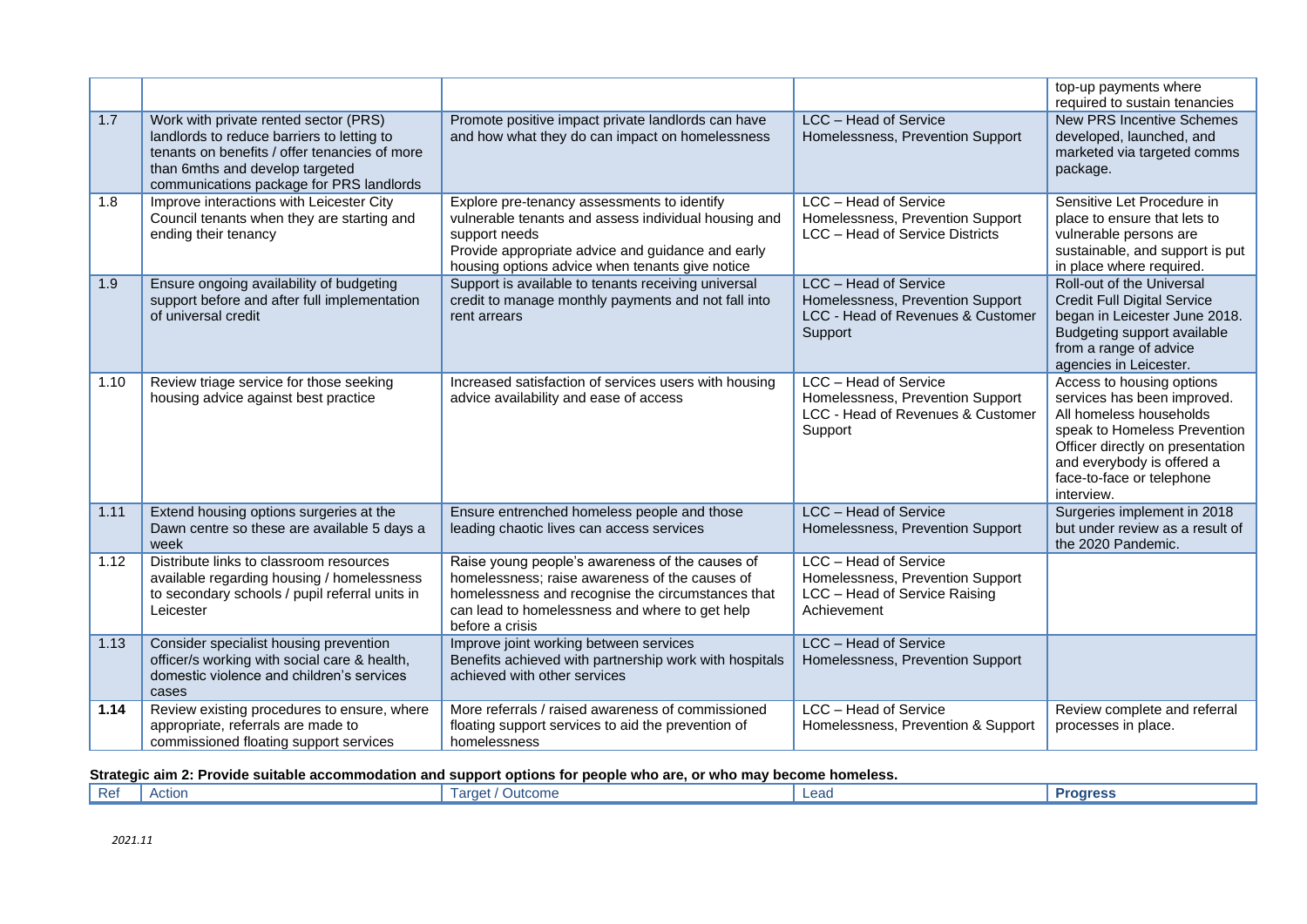| | | | | |
|---|---|---|---|---|
| | | | | top-up payments where required to sustain tenancies |
| 1.7 | Work with private rented sector (PRS) landlords to reduce barriers to letting to tenants on benefits / offer tenancies of more than 6mths and develop targeted communications package for PRS landlords | Promote positive impact private landlords can have and how what they do can impact on homelessness | LCC – Head of Service Homelessness, Prevention Support | New PRS Incentive Schemes developed, launched, and marketed via targeted comms package. |
| 1.8 | Improve interactions with Leicester City Council tenants when they are starting and ending their tenancy | Explore pre-tenancy assessments to identify vulnerable tenants and assess individual housing and support needs<br>Provide appropriate advice and guidance and early housing options advice when tenants give notice | LCC – Head of Service Homelessness, Prevention Support<br>LCC – Head of Service Districts | Sensitive Let Procedure in place to ensure that lets to vulnerable persons are sustainable, and support is put in place where required. |
| 1.9 | Ensure ongoing availability of budgeting support before and after full implementation of universal credit | Support is available to tenants receiving universal credit to manage monthly payments and not fall into rent arrears | LCC – Head of Service Homelessness, Prevention Support<br>LCC - Head of Revenues & Customer Support | Roll-out of the Universal Credit Full Digital Service began in Leicester June 2018. Budgeting support available from a range of advice agencies in Leicester. |
| 1.10 | Review triage service for those seeking housing advice against best practice | Increased satisfaction of services users with housing advice availability and ease of access | LCC – Head of Service Homelessness, Prevention Support<br>LCC - Head of Revenues & Customer Support | Access to housing options services has been improved. All homeless households speak to Homeless Prevention Officer directly on presentation and everybody is offered a face-to-face or telephone interview. |
| 1.11 | Extend housing options surgeries at the Dawn centre so these are available 5 days a week | Ensure entrenched homeless people and those leading chaotic lives can access services | LCC – Head of Service Homelessness, Prevention Support | Surgeries implement in 2018 but under review as a result of the 2020 Pandemic. |
| 1.12 | Distribute links to classroom resources available regarding housing / homelessness to secondary schools / pupil referral units in Leicester | Raise young people's awareness of the causes of homelessness; raise awareness of the causes of homelessness and recognise the circumstances that can lead to homelessness and where to get help before a crisis | LCC – Head of Service Homelessness, Prevention Support<br>LCC – Head of Service Raising Achievement | |
| 1.13 | Consider specialist housing prevention officer/s working with social care & health, domestic violence and children's services cases | Improve joint working between services<br>Benefits achieved with partnership work with hospitals achieved with other services | LCC – Head of Service Homelessness, Prevention Support | |
| **1.14** | Review existing procedures to ensure, where appropriate, referrals are made to commissioned floating support services | More referrals / raised awareness of commissioned floating support services to aid the prevention of homelessness | LCC – Head of Service Homelessness, Prevention & Support | Review complete and referral processes in place. |

**Strategic aim 2: Provide suitable accommodation and support options for people who are, or who may become homeless.**

| Ref | Action | Target / Outcome | Lead | **Progress** |
|---|---|---|---|---|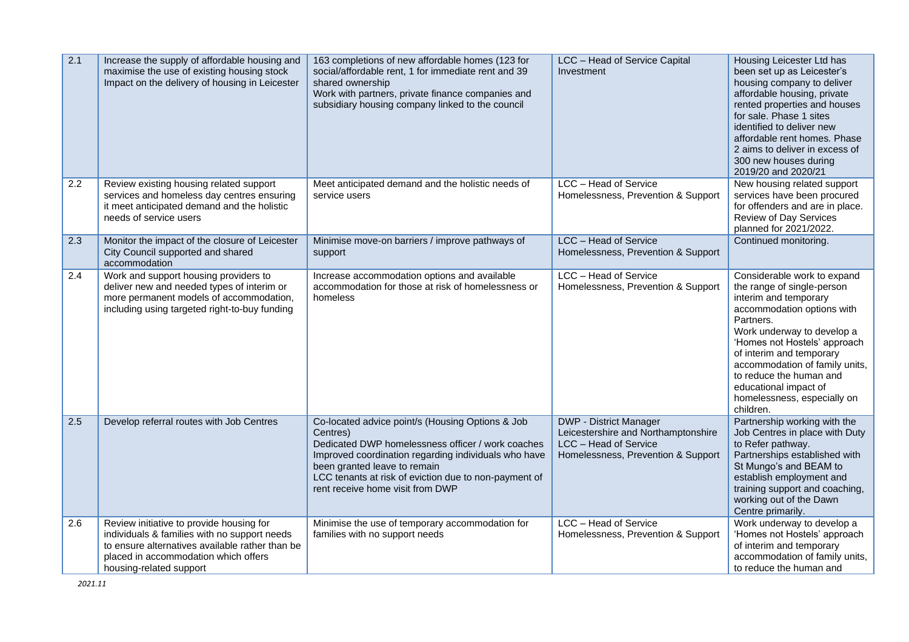| 2.1 | Increase the supply of affordable housing and maximise the use of existing housing stock Impact on the delivery of housing in Leicester | 163 completions of new affordable homes (123 for social/affordable rent, 1 for immediate rent and 39 shared ownership<br>Work with partners, private finance companies and subsidiary housing company linked to the council | LCC – Head of Service Capital Investment | Housing Leicester Ltd has been set up as Leicester's housing company to deliver affordable housing, private rented properties and houses for sale. Phase 1 sites identified to deliver new affordable rent homes. Phase 2 aims to deliver in excess of 300 new houses during 2019/20 and 2020/21 |
|---|---|---|---|---|
| 2.2 | Review existing housing related support services and homeless day centres ensuring it meet anticipated demand and the holistic needs of service users | Meet anticipated demand and the holistic needs of service users | LCC – Head of Service Homelessness, Prevention & Support | New housing related support services have been procured for offenders and are in place. Review of Day Services planned for 2021/2022. |
| 2.3 | Monitor the impact of the closure of Leicester City Council supported and shared accommodation | Minimise move-on barriers / improve pathways of support | LCC – Head of Service Homelessness, Prevention & Support | Continued monitoring. |
| 2.4 | Work and support housing providers to deliver new and needed types of interim or more permanent models of accommodation, including using targeted right-to-buy funding | Increase accommodation options and available accommodation for those at risk of homelessness or homeless | LCC – Head of Service Homelessness, Prevention & Support | Considerable work to expand the range of single-person interim and temporary accommodation options with Partners.<br>Work underway to develop a 'Homes not Hostels' approach of interim and temporary accommodation of family units, to reduce the human and educational impact of homelessness, especially on children. |
| 2.5 | Develop referral routes with Job Centres | Co-located advice point/s (Housing Options & Job Centres)<br>Dedicated DWP homelessness officer / work coaches<br>Improved coordination regarding individuals who have been granted leave to remain<br>LCC tenants at risk of eviction due to non-payment of rent receive home visit from DWP | DWP - District Manager Leicestershire and Northamptonshire<br>LCC – Head of Service Homelessness, Prevention & Support | Partnership working with the Job Centres in place with Duty to Refer pathway.<br>Partnerships established with St Mungo's and BEAM to establish employment and training support and coaching, working out of the Dawn Centre primarily. |
| 2.6 | Review initiative to provide housing for individuals & families with no support needs to ensure alternatives available rather than be placed in accommodation which offers housing-related support | Minimise the use of temporary accommodation for families with no support needs | LCC – Head of Service Homelessness, Prevention & Support | Work underway to develop a 'Homes not Hostels' approach of interim and temporary accommodation of family units, to reduce the human and |

2021.11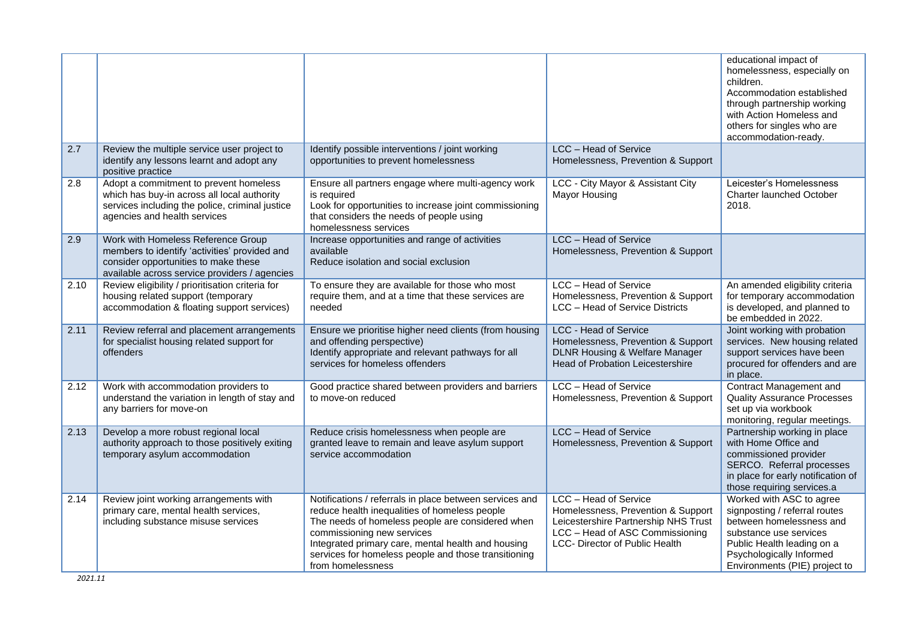| | | | | |
|---|---|---|---|---|
| | | | | educational impact of homelessness, especially on children. Accommodation established through partnership working with Action Homeless and others for singles who are accommodation-ready. |
| 2.7 | Review the multiple service user project to identify any lessons learnt and adopt any positive practice | Identify possible interventions / joint working opportunities to prevent homelessness | LCC – Head of Service Homelessness, Prevention & Support | |
| 2.8 | Adopt a commitment to prevent homeless which has buy-in across all local authority services including the police, criminal justice agencies and health services | Ensure all partners engage where multi-agency work is required<br>Look for opportunities to increase joint commissioning that considers the needs of people using homelessness services | LCC - City Mayor & Assistant City Mayor Housing | Leicester's Homelessness Charter launched October 2018. |
| 2.9 | Work with Homeless Reference Group members to identify 'activities' provided and consider opportunities to make these available across service providers / agencies | Increase opportunities and range of activities available<br>Reduce isolation and social exclusion | LCC – Head of Service Homelessness, Prevention & Support | |
| 2.10 | Review eligibility / prioritisation criteria for housing related support (temporary accommodation & floating support services) | To ensure they are available for those who most require them, and at a time that these services are needed | LCC – Head of Service Homelessness, Prevention & Support<br>LCC – Head of Service Districts | An amended eligibility criteria for temporary accommodation is developed, and planned to be embedded in 2022. |
| 2.11 | Review referral and placement arrangements for specialist housing related support for offenders | Ensure we prioritise higher need clients (from housing and offending perspective)<br>Identify appropriate and relevant pathways for all services for homeless offenders | LCC - Head of Service Homelessness, Prevention & Support<br>DLNR Housing & Welfare Manager<br>Head of Probation Leicestershire | Joint working with probation services. New housing related support services have been procured for offenders and are in place. |
| 2.12 | Work with accommodation providers to understand the variation in length of stay and any barriers for move-on | Good practice shared between providers and barriers to move-on reduced | LCC – Head of Service Homelessness, Prevention & Support | Contract Management and Quality Assurance Processes set up via workbook monitoring, regular meetings. |
| 2.13 | Develop a more robust regional local authority approach to those positively exiting temporary asylum accommodation | Reduce crisis homelessness when people are granted leave to remain and leave asylum support service accommodation | LCC – Head of Service Homelessness, Prevention & Support | Partnership working in place with Home Office and commissioned provider SERCO. Referral processes in place for early notification of those requiring services.a |
| 2.14 | Review joint working arrangements with primary care, mental health services, including substance misuse services | Notifications / referrals in place between services and reduce health inequalities of homeless people<br>The needs of homeless people are considered when commissioning new services<br>Integrated primary care, mental health and housing services for homeless people and those transitioning from homelessness | LCC – Head of Service Homelessness, Prevention & Support<br>Leicestershire Partnership NHS Trust<br>LCC – Head of ASC Commissioning<br>LCC- Director of Public Health | Worked with ASC to agree signposting / referral routes between homelessness and substance use services<br>Public Health leading on a Psychologically Informed Environments (PIE) project to |

*2021.11*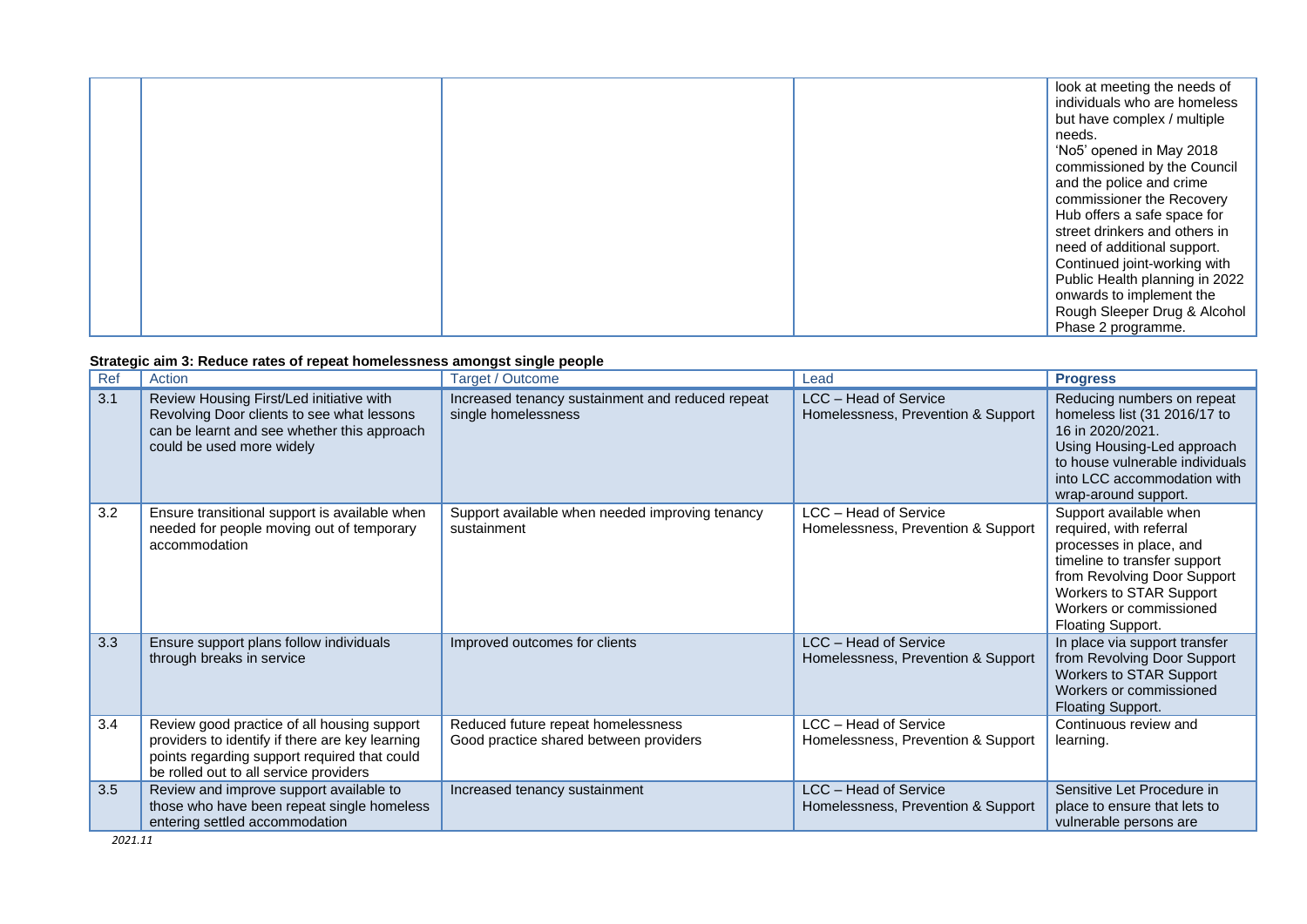| | | | | look at meeting the needs of individuals who are homeless but have complex / multiple needs. 'No5' opened in May 2018 commissioned by the Council and the police and crime commissioner the Recovery Hub offers a safe space for street drinkers and others in need of additional support. Continued joint-working with Public Health planning in 2022 onwards to implement the Rough Sleeper Drug & Alcohol Phase 2 programme. |
|---|---|---|---|---|

**Strategic aim 3: Reduce rates of repeat homelessness amongst single people**

| Ref | Action | Target / Outcome | Lead | **Progress** |
|---|---|---|---|---|
| 3.1 | Review Housing First/Led initiative with Revolving Door clients to see what lessons can be learnt and see whether this approach could be used more widely | Increased tenancy sustainment and reduced repeat single homelessness | LCC – Head of Service Homelessness, Prevention & Support | Reducing numbers on repeat homeless list (31 2016/17 to 16 in 2020/2021. Using Housing-Led approach to house vulnerable individuals into LCC accommodation with wrap-around support. |
| 3.2 | Ensure transitional support is available when needed for people moving out of temporary accommodation | Support available when needed improving tenancy sustainment | LCC – Head of Service Homelessness, Prevention & Support | Support available when required, with referral processes in place, and timeline to transfer support from Revolving Door Support Workers to STAR Support Workers or commissioned Floating Support. |
| 3.3 | Ensure support plans follow individuals through breaks in service | Improved outcomes for clients | LCC – Head of Service Homelessness, Prevention & Support | In place via support transfer from Revolving Door Support Workers to STAR Support Workers or commissioned Floating Support. |
| 3.4 | Review good practice of all housing support providers to identify if there are key learning points regarding support required that could be rolled out to all service providers | Reduced future repeat homelessness Good practice shared between providers | LCC – Head of Service Homelessness, Prevention & Support | Continuous review and learning. |
| 3.5 | Review and improve support available to those who have been repeat single homeless entering settled accommodation | Increased tenancy sustainment | LCC – Head of Service Homelessness, Prevention & Support | Sensitive Let Procedure in place to ensure that lets to vulnerable persons are |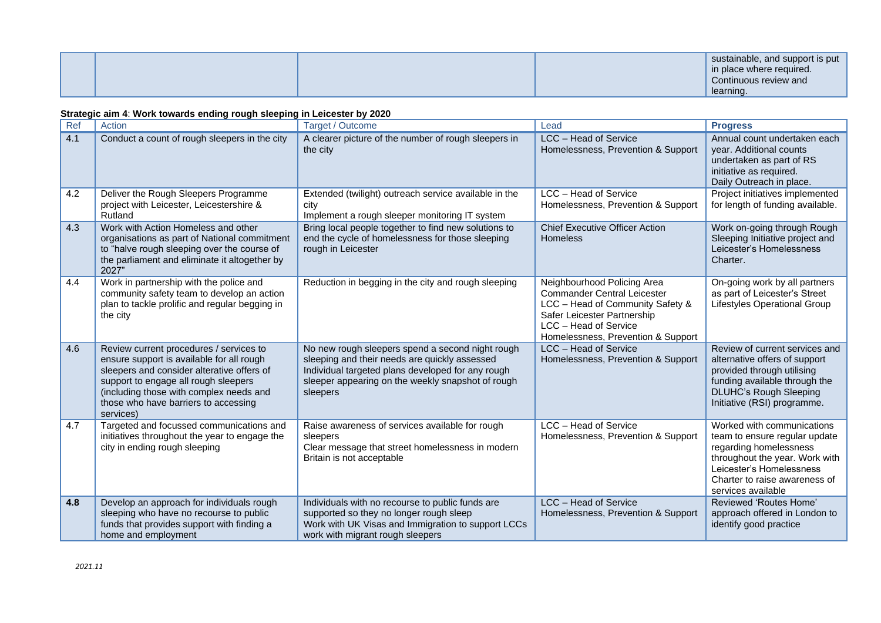| | | | | |
|---|---|---|---|---|
| | | | | sustainable, and support is put in place where required. Continuous review and learning. |

**Strategic aim 4**: **Work towards ending rough sleeping in Leicester by 2020**

| Ref | Action | Target / Outcome | Lead | **Progress** |
|---|---|---|---|---|
| 4.1 | Conduct a count of rough sleepers in the city | A clearer picture of the number of rough sleepers in the city | LCC – Head of Service Homelessness, Prevention & Support | Annual count undertaken each year. Additional counts undertaken as part of RS initiative as required. Daily Outreach in place. |
| 4.2 | Deliver the Rough Sleepers Programme project with Leicester, Leicestershire & Rutland | Extended (twilight) outreach service available in the city<br>Implement a rough sleeper monitoring IT system | LCC – Head of Service Homelessness, Prevention & Support | Project initiatives implemented for length of funding available. |
| 4.3 | Work with Action Homeless and other organisations as part of National commitment to "halve rough sleeping over the course of the parliament and eliminate it altogether by 2027" | Bring local people together to find new solutions to end the cycle of homelessness for those sleeping rough in Leicester | Chief Executive Officer Action Homeless | Work on-going through Rough Sleeping Initiative project and Leicester's Homelessness Charter. |
| 4.4 | Work in partnership with the police and community safety team to develop an action plan to tackle prolific and regular begging in the city | Reduction in begging in the city and rough sleeping | Neighbourhood Policing Area Commander Central Leicester<br>LCC – Head of Community Safety & Safer Leicester Partnership<br>LCC – Head of Service Homelessness, Prevention & Support | On-going work by all partners as part of Leicester's Street Lifestyles Operational Group |
| 4.6 | Review current procedures / services to ensure support is available for all rough sleepers and consider alterative offers of support to engage all rough sleepers (including those with complex needs and those who have barriers to accessing services) | No new rough sleepers spend a second night rough sleeping and their needs are quickly assessed<br>Individual targeted plans developed for any rough sleeper appearing on the weekly snapshot of rough sleepers | LCC – Head of Service Homelessness, Prevention & Support | Review of current services and alternative offers of support provided through utilising funding available through the DLUHC's Rough Sleeping Initiative (RSI) programme. |
| 4.7 | Targeted and focussed communications and initiatives throughout the year to engage the city in ending rough sleeping | Raise awareness of services available for rough sleepers<br>Clear message that street homelessness in modern Britain is not acceptable | LCC – Head of Service Homelessness, Prevention & Support | Worked with communications team to ensure regular update regarding homelessness throughout the year. Work with Leicester's Homelessness Charter to raise awareness of services available |
| **4.8** | Develop an approach for individuals rough sleeping who have no recourse to public funds that provides support with finding a home and employment | Individuals with no recourse to public funds are supported so they no longer rough sleep<br>Work with UK Visas and Immigration to support LCCs work with migrant rough sleepers | LCC – Head of Service Homelessness, Prevention & Support | Reviewed 'Routes Home' approach offered in London to identify good practice |

*2021.11*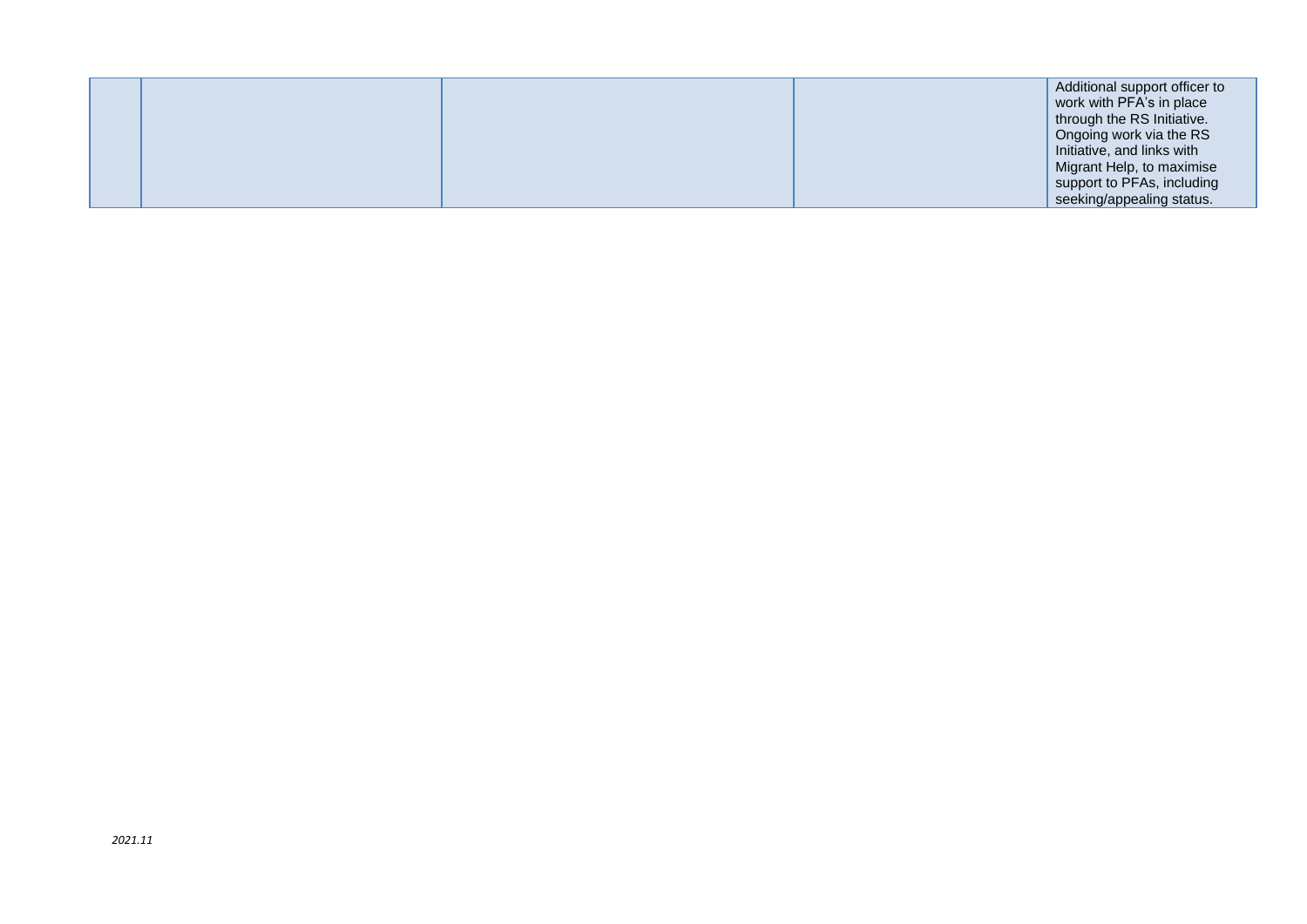| | | | | |
|---|---|---|---|---|
| | | | | Additional support officer to work with PFA's in place through the RS Initiative. Ongoing work via the RS Initiative, and links with Migrant Help, to maximise support to PFAs, including seeking/appealing status. |

*2021.11*